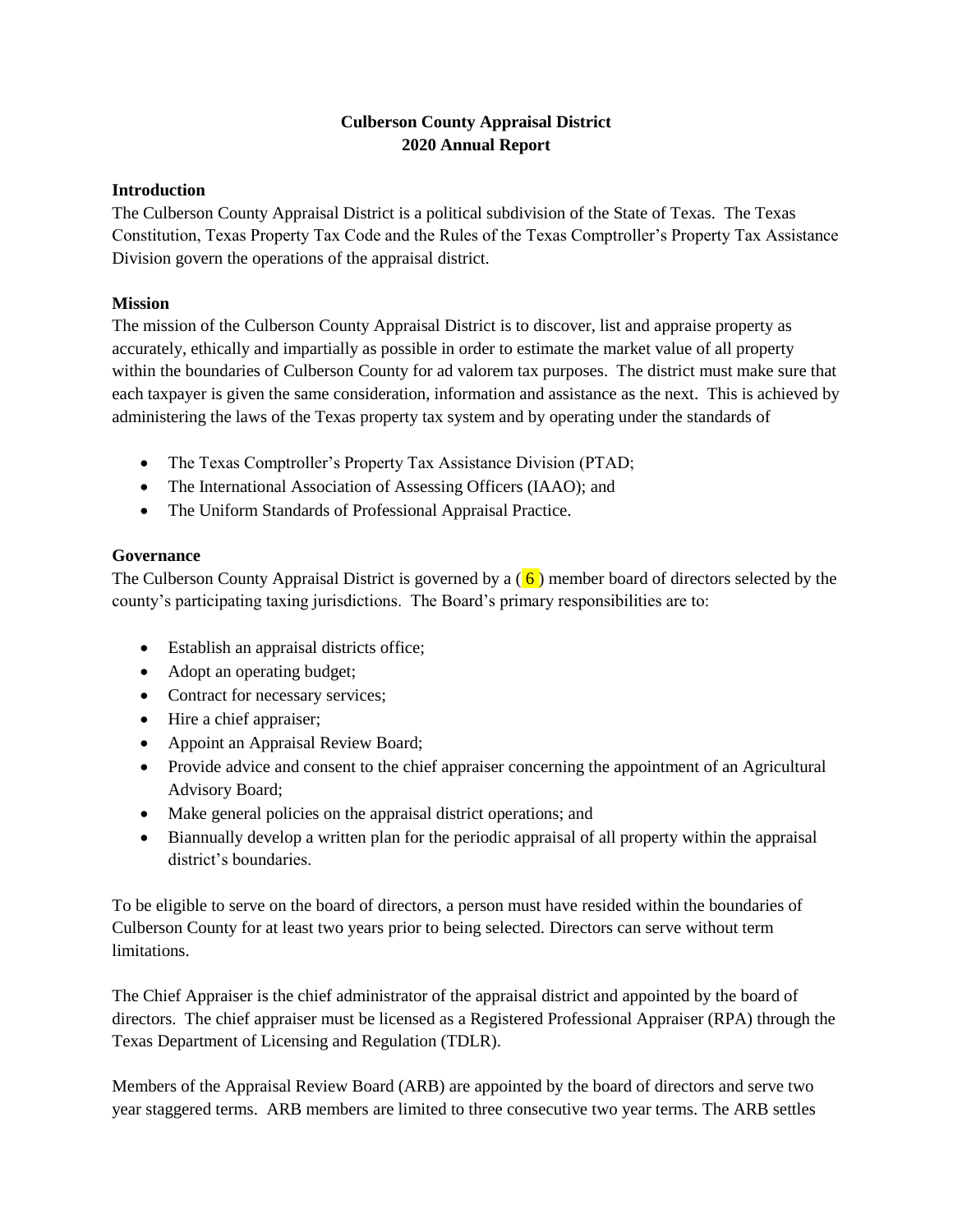# Culberson County Appraisal District
# 2020 Annual Report

### Introduction

The Culberson County Appraisal District is a political subdivision of the State of Texas. The Texas Constitution, Texas Property Tax Code and the Rules of the Texas Comptroller's Property Tax Assistance Division govern the operations of the appraisal district.

### Mission

The mission of the Culberson County Appraisal District is to discover, list and appraise property as accurately, ethically and impartially as possible in order to estimate the market value of all property within the boundaries of Culberson County for ad valorem tax purposes. The district must make sure that each taxpayer is given the same consideration, information and assistance as the next. This is achieved by administering the laws of the Texas property tax system and by operating under the standards of

- The Texas Comptroller's Property Tax Assistance Division (PTAD;
- The International Association of Assessing Officers (IAAO); and
- The Uniform Standards of Professional Appraisal Practice.

### Governance

The Culberson County Appraisal District is governed by a ( 6 ) member board of directors selected by the county's participating taxing jurisdictions. The Board's primary responsibilities are to:

- Establish an appraisal districts office;
- Adopt an operating budget;
- Contract for necessary services;
- Hire a chief appraiser;
- Appoint an Appraisal Review Board;
- Provide advice and consent to the chief appraiser concerning the appointment of an Agricultural Advisory Board;
- Make general policies on the appraisal district operations; and
- Biannually develop a written plan for the periodic appraisal of all property within the appraisal district's boundaries.

To be eligible to serve on the board of directors, a person must have resided within the boundaries of Culberson County for at least two years prior to being selected. Directors can serve without term limitations.

The Chief Appraiser is the chief administrator of the appraisal district and appointed by the board of directors. The chief appraiser must be licensed as a Registered Professional Appraiser (RPA) through the Texas Department of Licensing and Regulation (TDLR).

Members of the Appraisal Review Board (ARB) are appointed by the board of directors and serve two year staggered terms. ARB members are limited to three consecutive two year terms. The ARB settles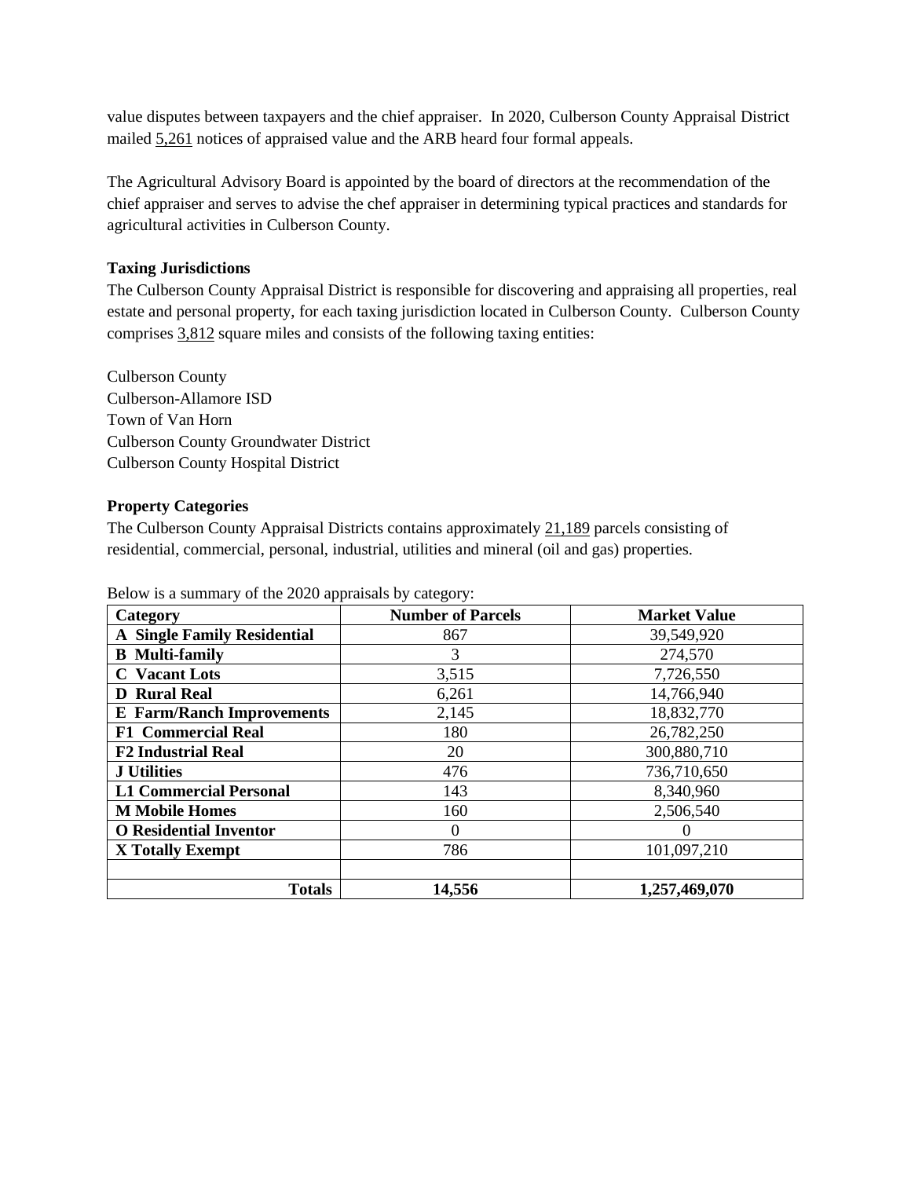value disputes between taxpayers and the chief appraiser. In 2020, Culberson County Appraisal District mailed 5,261 notices of appraised value and the ARB heard four formal appeals.

The Agricultural Advisory Board is appointed by the board of directors at the recommendation of the chief appraiser and serves to advise the chef appraiser in determining typical practices and standards for agricultural activities in Culberson County.

**Taxing Jurisdictions**

The Culberson County Appraisal District is responsible for discovering and appraising all properties, real estate and personal property, for each taxing jurisdiction located in Culberson County. Culberson County comprises 3,812 square miles and consists of the following taxing entities:

Culberson County
Culberson-Allamore ISD
Town of Van Horn
Culberson County Groundwater District
Culberson County Hospital District

**Property Categories**

The Culberson County Appraisal Districts contains approximately 21,189 parcels consisting of residential, commercial, personal, industrial, utilities and mineral (oil and gas) properties.

Below is a summary of the 2020 appraisals by category:

| Category | Number of Parcels | Market Value |
|---|---|---|
| **A Single Family Residential** | 867 | 39,549,920 |
| **B Multi-family** | 3 | 274,570 |
| **C Vacant Lots** | 3,515 | 7,726,550 |
| **D Rural Real** | 6,261 | 14,766,940 |
| **E Farm/Ranch Improvements** | 2,145 | 18,832,770 |
| **F1 Commercial Real** | 180 | 26,782,250 |
| **F2 Industrial Real** | 20 | 300,880,710 |
| **J Utilities** | 476 | 736,710,650 |
| **L1 Commercial Personal** | 143 | 8,340,960 |
| **M Mobile Homes** | 160 | 2,506,540 |
| **O Residential Inventor** | 0 | 0 |
| **X Totally Exempt** | 786 | 101,097,210 |
| | | |
| **Totals** | **14,556** | **1,257,469,070** |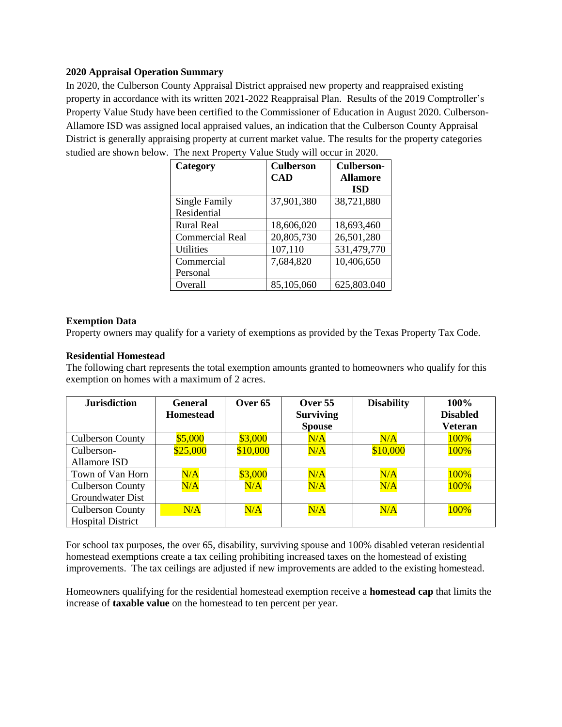**2020 Appraisal Operation Summary**

In 2020, the Culberson County Appraisal District appraised new property and reappraised existing property in accordance with its written 2021-2022 Reappraisal Plan. Results of the 2019 Comptroller's Property Value Study have been certified to the Commissioner of Education in August 2020. Culberson-Allamore ISD was assigned local appraised values, an indication that the Culberson County Appraisal District is generally appraising property at current market value. The results for the property categories studied are shown below. The next Property Value Study will occur in 2020.

| Category | Culberson CAD | Culberson-Allamore ISD |
|---|---|---|
| Single Family Residential | 37,901,380 | 38,721,880 |
| Rural Real | 18,606,020 | 18,693,460 |
| Commercial Real | 20,805,730 | 26,501,280 |
| Utilities | 107,110 | 531,479,770 |
| Commercial Personal | 7,684,820 | 10,406,650 |
| Overall | 85,105,060 | 625,803.040 |

**Exemption Data**

Property owners may qualify for a variety of exemptions as provided by the Texas Property Tax Code.

**Residential Homestead**

The following chart represents the total exemption amounts granted to homeowners who qualify for this exemption on homes with a maximum of 2 acres.

| Jurisdiction | General Homestead | Over 65 | Over 55 Surviving Spouse | Disability | 100% Disabled Veteran |
|---|---|---|---|---|---|
| Culberson County | $5,000 | $3,000 | N/A | N/A | 100% |
| Culberson-Allamore ISD | $25,000 | $10,000 | N/A | $10,000 | 100% |
| Town of Van Horn | N/A | $3,000 | N/A | N/A | 100% |
| Culberson County Groundwater Dist | N/A | N/A | N/A | N/A | 100% |
| Culberson County Hospital District | N/A | N/A | N/A | N/A | 100% |

For school tax purposes, the over 65, disability, surviving spouse and 100% disabled veteran residential homestead exemptions create a tax ceiling prohibiting increased taxes on the homestead of existing improvements. The tax ceilings are adjusted if new improvements are added to the existing homestead.

Homeowners qualifying for the residential homestead exemption receive a **homestead cap** that limits the increase of **taxable value** on the homestead to ten percent per year.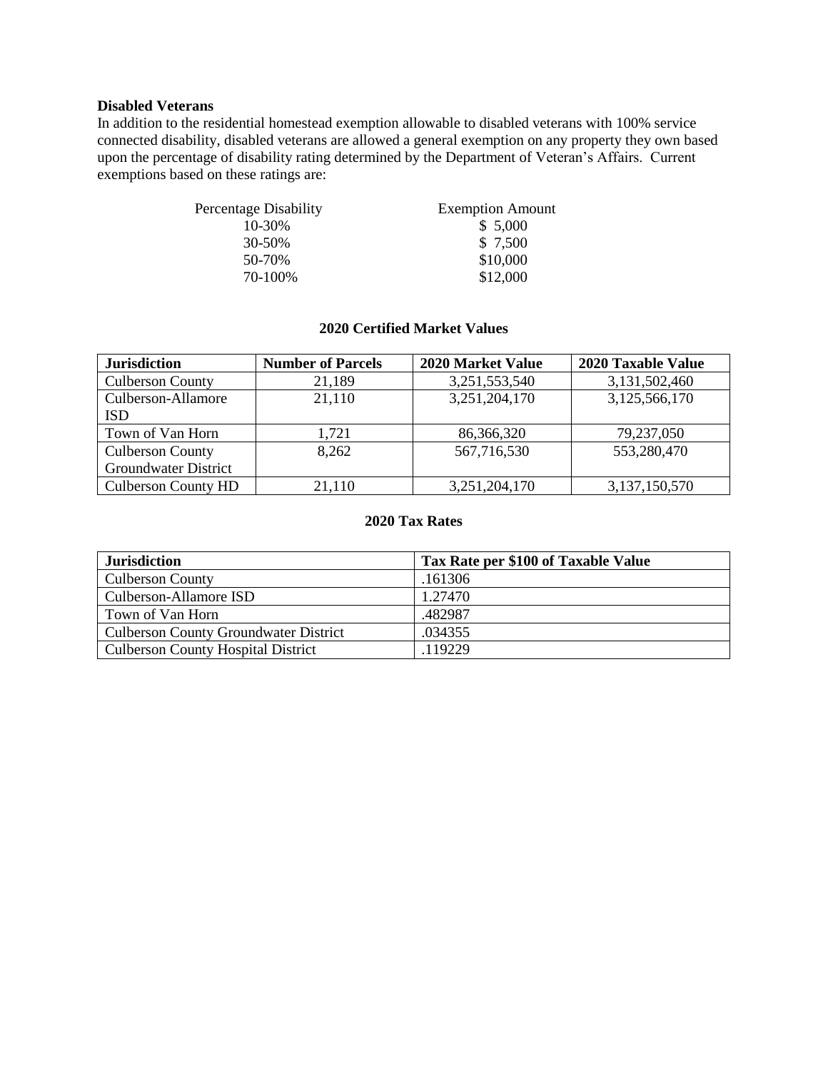**Disabled Veterans**

In addition to the residential homestead exemption allowable to disabled veterans with 100% service connected disability, disabled veterans are allowed a general exemption on any property they own based upon the percentage of disability rating determined by the Department of Veteran's Affairs. Current exemptions based on these ratings are:

| Percentage Disability | Exemption Amount |
|---|---|
| 10-30% | $ 5,000 |
| 30-50% | $ 7,500 |
| 50-70% | $10,000 |
| 70-100% | $12,000 |

**2020 Certified Market Values**

| Jurisdiction | Number of Parcels | 2020 Market Value | 2020 Taxable Value |
|---|---|---|---|
| Culberson County | 21,189 | 3,251,553,540 | 3,131,502,460 |
| Culberson-Allamore ISD | 21,110 | 3,251,204,170 | 3,125,566,170 |
| Town of Van Horn | 1,721 | 86,366,320 | 79,237,050 |
| Culberson County Groundwater District | 8,262 | 567,716,530 | 553,280,470 |
| Culberson County HD | 21,110 | 3,251,204,170 | 3,137,150,570 |

**2020 Tax Rates**

| Jurisdiction | Tax Rate per $100 of Taxable Value |
|---|---|
| Culberson County | .161306 |
| Culberson-Allamore ISD | 1.27470 |
| Town of Van Horn | .482987 |
| Culberson County Groundwater District | .034355 |
| Culberson County Hospital District | .119229 |